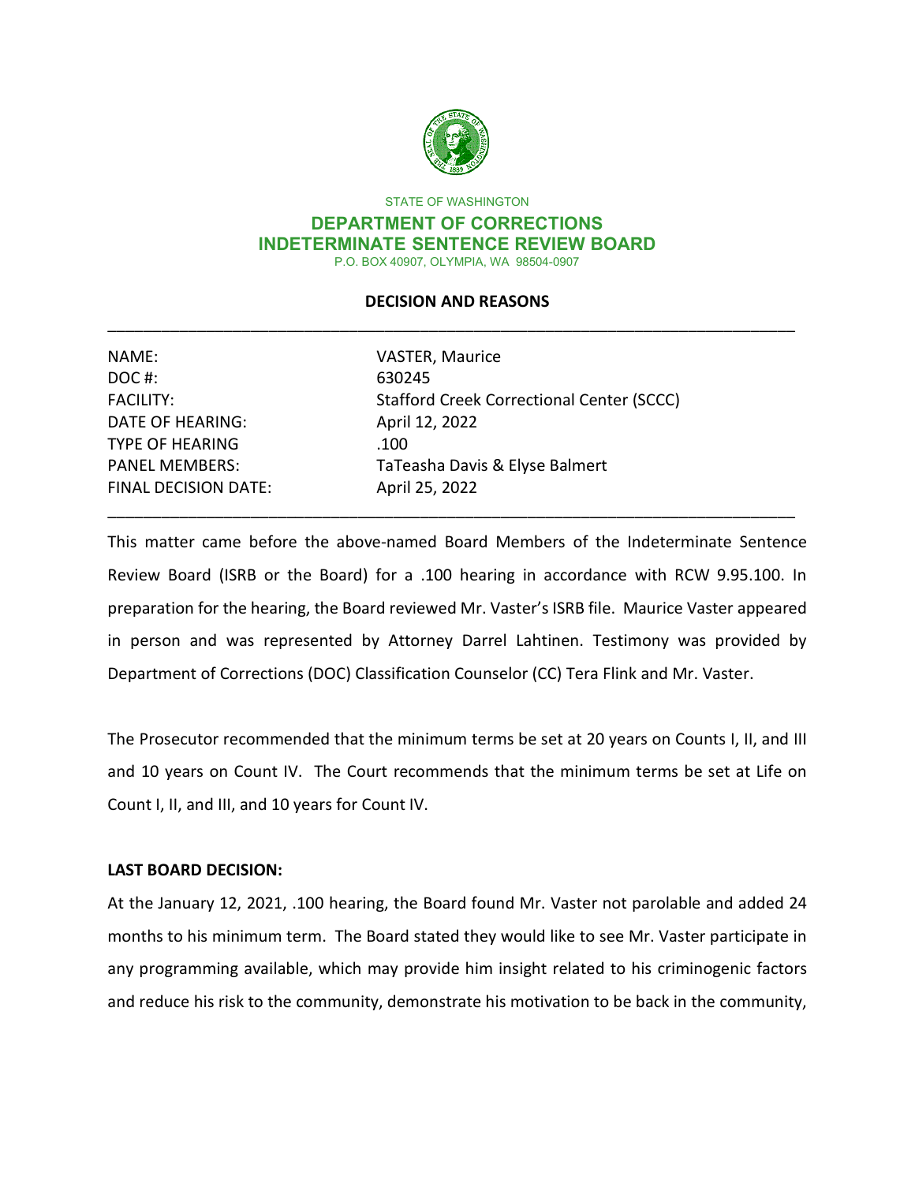STATE OF WASHINGTON

**DEPARTMENT OF CORRECTIONS**
**INDETERMINATE SENTENCE REVIEW BOARD**
P.O. BOX 40907, OLYMPIA, WA 98504-0907

## DECISION AND REASONS

| | |
|---|---|
| NAME: | VASTER, Maurice |
| DOC #: | 630245 |
| FACILITY: | Stafford Creek Correctional Center (SCCC) |
| DATE OF HEARING: | April 12, 2022 |
| TYPE OF HEARING | .100 |
| PANEL MEMBERS: | TaTeasha Davis & Elyse Balmert |
| FINAL DECISION DATE: | April 25, 2022 |

This matter came before the above-named Board Members of the Indeterminate Sentence Review Board (ISRB or the Board) for a .100 hearing in accordance with RCW 9.95.100. In preparation for the hearing, the Board reviewed Mr. Vaster's ISRB file. Maurice Vaster appeared in person and was represented by Attorney Darrel Lahtinen. Testimony was provided by Department of Corrections (DOC) Classification Counselor (CC) Tera Flink and Mr. Vaster.

The Prosecutor recommended that the minimum terms be set at 20 years on Counts I, II, and III and 10 years on Count IV. The Court recommends that the minimum terms be set at Life on Count I, II, and III, and 10 years for Count IV.

**LAST BOARD DECISION:**

At the January 12, 2021, .100 hearing, the Board found Mr. Vaster not parolable and added 24 months to his minimum term. The Board stated they would like to see Mr. Vaster participate in any programming available, which may provide him insight related to his criminogenic factors and reduce his risk to the community, demonstrate his motivation to be back in the community,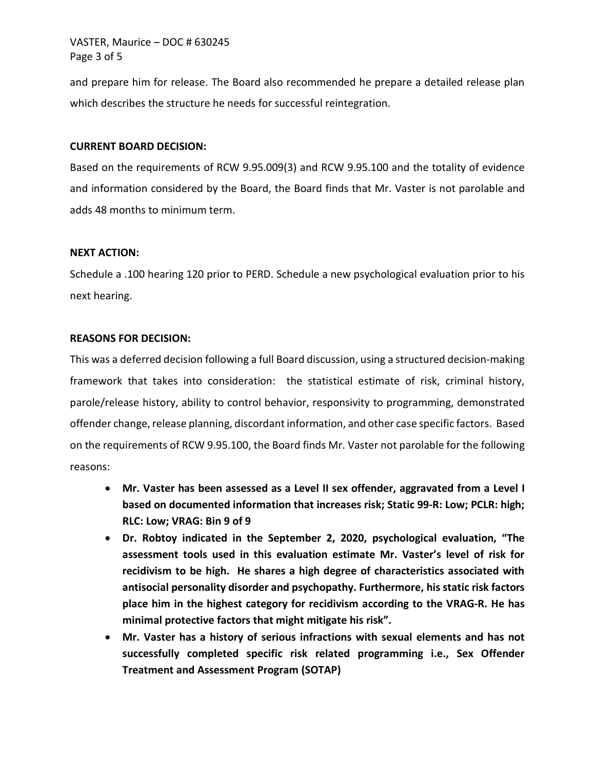and prepare him for release. The Board also recommended he prepare a detailed release plan which describes the structure he needs for successful reintegration.

**CURRENT BOARD DECISION:**

Based on the requirements of RCW 9.95.009(3) and RCW 9.95.100 and the totality of evidence and information considered by the Board, the Board finds that Mr. Vaster is not parolable and adds 48 months to minimum term.

**NEXT ACTION:**

Schedule a .100 hearing 120 prior to PERD. Schedule a new psychological evaluation prior to his next hearing.

**REASONS FOR DECISION:**

This was a deferred decision following a full Board discussion, using a structured decision-making framework that takes into consideration: the statistical estimate of risk, criminal history, parole/release history, ability to control behavior, responsivity to programming, demonstrated offender change, release planning, discordant information, and other case specific factors. Based on the requirements of RCW 9.95.100, the Board finds Mr. Vaster not parolable for the following reasons:

- **Mr. Vaster has been assessed as a Level II sex offender, aggravated from a Level I based on documented information that increases risk; Static 99-R: Low; PCLR: high; RLC: Low; VRAG: Bin 9 of 9**
- **Dr. Robtoy indicated in the September 2, 2020, psychological evaluation, "The assessment tools used in this evaluation estimate Mr. Vaster's level of risk for recidivism to be high. He shares a high degree of characteristics associated with antisocial personality disorder and psychopathy. Furthermore, his static risk factors place him in the highest category for recidivism according to the VRAG-R. He has minimal protective factors that might mitigate his risk".**
- **Mr. Vaster has a history of serious infractions with sexual elements and has not successfully completed specific risk related programming i.e., Sex Offender Treatment and Assessment Program (SOTAP)**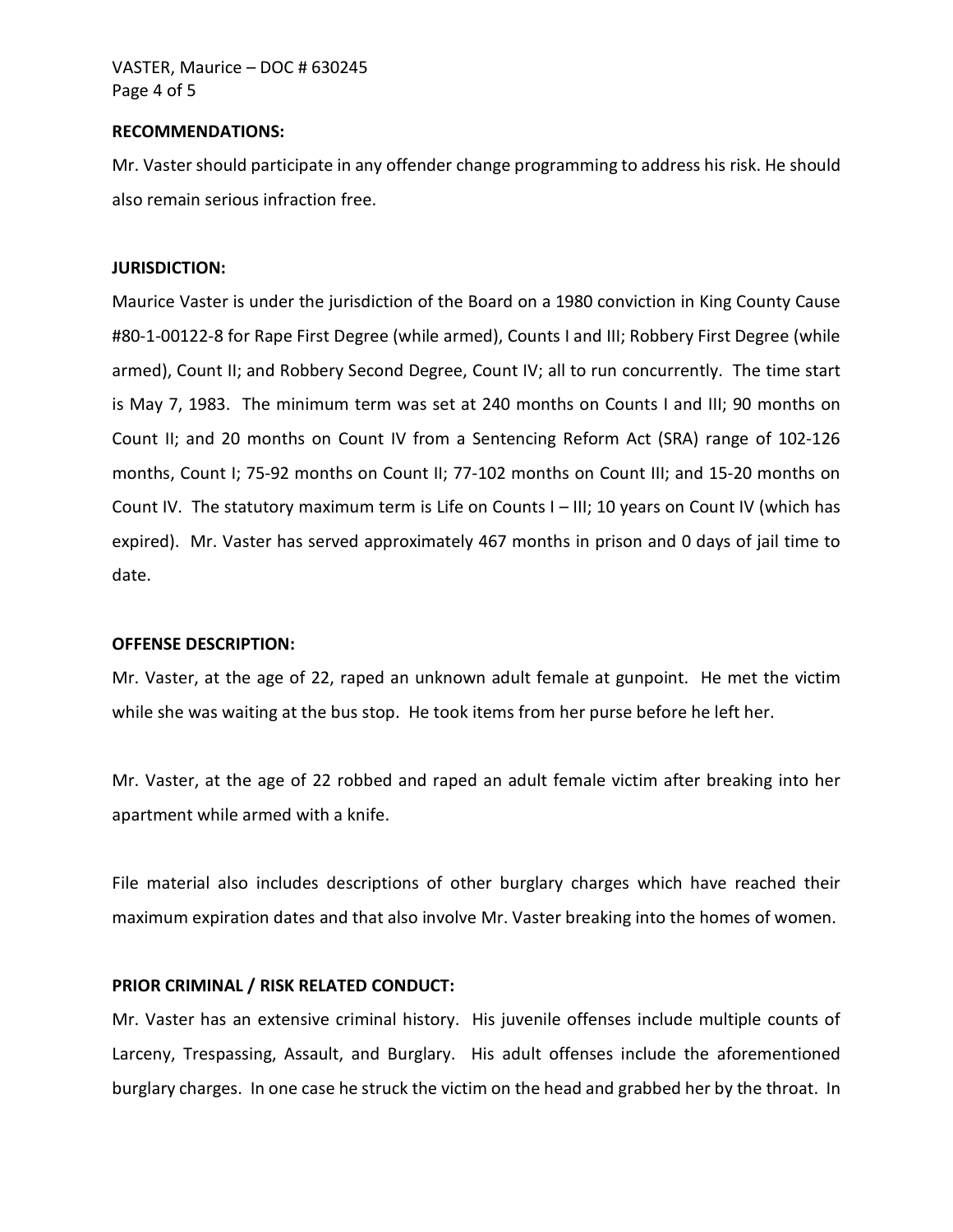**RECOMMENDATIONS:**

Mr. Vaster should participate in any offender change programming to address his risk. He should also remain serious infraction free.

**JURISDICTION:**

Maurice Vaster is under the jurisdiction of the Board on a 1980 conviction in King County Cause #80-1-00122-8 for Rape First Degree (while armed), Counts I and III; Robbery First Degree (while armed), Count II; and Robbery Second Degree, Count IV; all to run concurrently. The time start is May 7, 1983. The minimum term was set at 240 months on Counts I and III; 90 months on Count II; and 20 months on Count IV from a Sentencing Reform Act (SRA) range of 102-126 months, Count I; 75-92 months on Count II; 77-102 months on Count III; and 15-20 months on Count IV. The statutory maximum term is Life on Counts I – III; 10 years on Count IV (which has expired). Mr. Vaster has served approximately 467 months in prison and 0 days of jail time to date.

**OFFENSE DESCRIPTION:**

Mr. Vaster, at the age of 22, raped an unknown adult female at gunpoint. He met the victim while she was waiting at the bus stop. He took items from her purse before he left her.

Mr. Vaster, at the age of 22 robbed and raped an adult female victim after breaking into her apartment while armed with a knife.

File material also includes descriptions of other burglary charges which have reached their maximum expiration dates and that also involve Mr. Vaster breaking into the homes of women.

**PRIOR CRIMINAL / RISK RELATED CONDUCT:**

Mr. Vaster has an extensive criminal history. His juvenile offenses include multiple counts of Larceny, Trespassing, Assault, and Burglary. His adult offenses include the aforementioned burglary charges. In one case he struck the victim on the head and grabbed her by the throat. In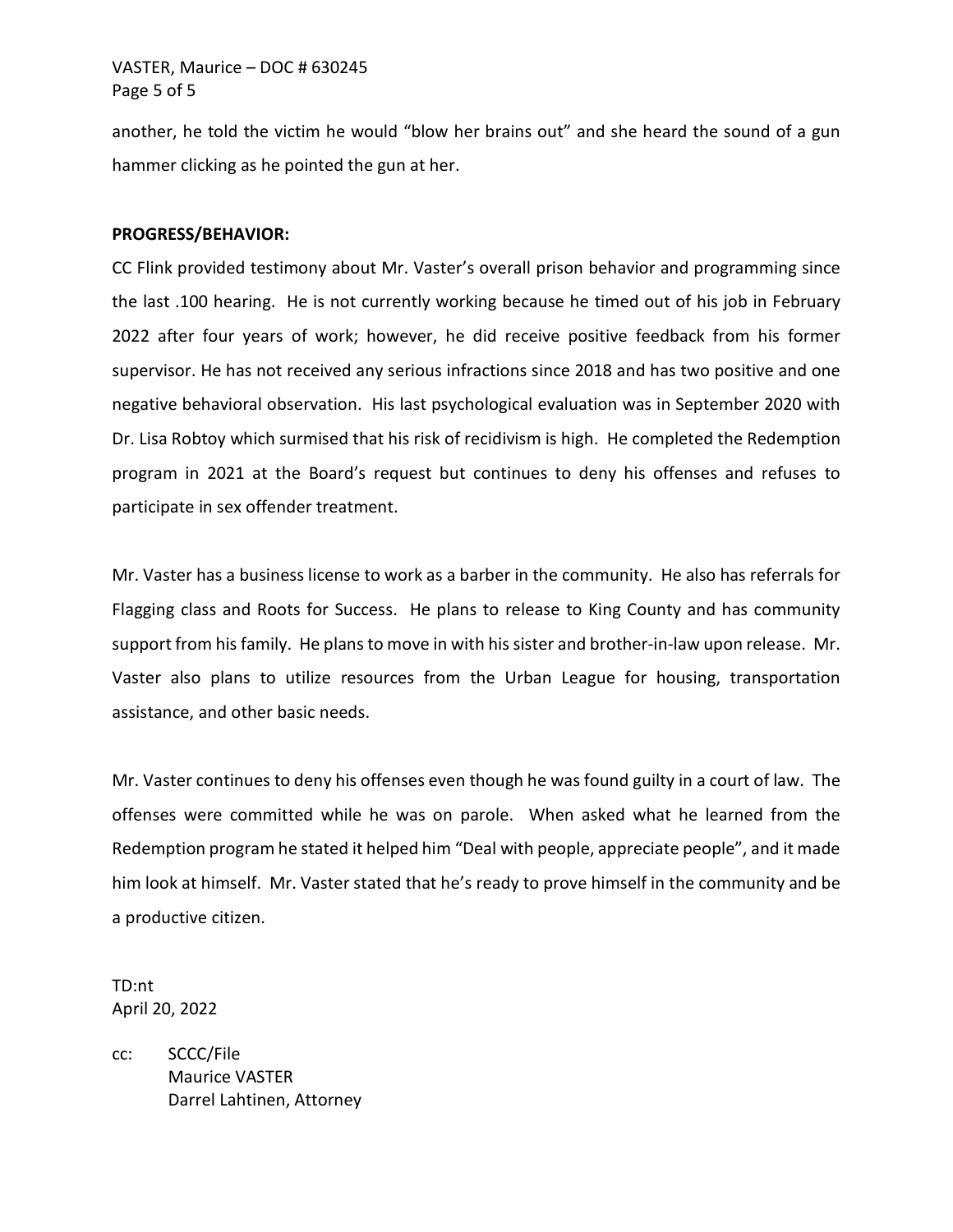another, he told the victim he would "blow her brains out" and she heard the sound of a gun hammer clicking as he pointed the gun at her.

**PROGRESS/BEHAVIOR:**

CC Flink provided testimony about Mr. Vaster's overall prison behavior and programming since the last .100 hearing. He is not currently working because he timed out of his job in February 2022 after four years of work; however, he did receive positive feedback from his former supervisor. He has not received any serious infractions since 2018 and has two positive and one negative behavioral observation. His last psychological evaluation was in September 2020 with Dr. Lisa Robtoy which surmised that his risk of recidivism is high. He completed the Redemption program in 2021 at the Board's request but continues to deny his offenses and refuses to participate in sex offender treatment.

Mr. Vaster has a business license to work as a barber in the community. He also has referrals for Flagging class and Roots for Success. He plans to release to King County and has community support from his family. He plans to move in with his sister and brother-in-law upon release. Mr. Vaster also plans to utilize resources from the Urban League for housing, transportation assistance, and other basic needs.

Mr. Vaster continues to deny his offenses even though he was found guilty in a court of law. The offenses were committed while he was on parole. When asked what he learned from the Redemption program he stated it helped him "Deal with people, appreciate people", and it made him look at himself. Mr. Vaster stated that he's ready to prove himself in the community and be a productive citizen.

TD:nt
April 20, 2022

cc: SCCC/File
Maurice VASTER
Darrel Lahtinen, Attorney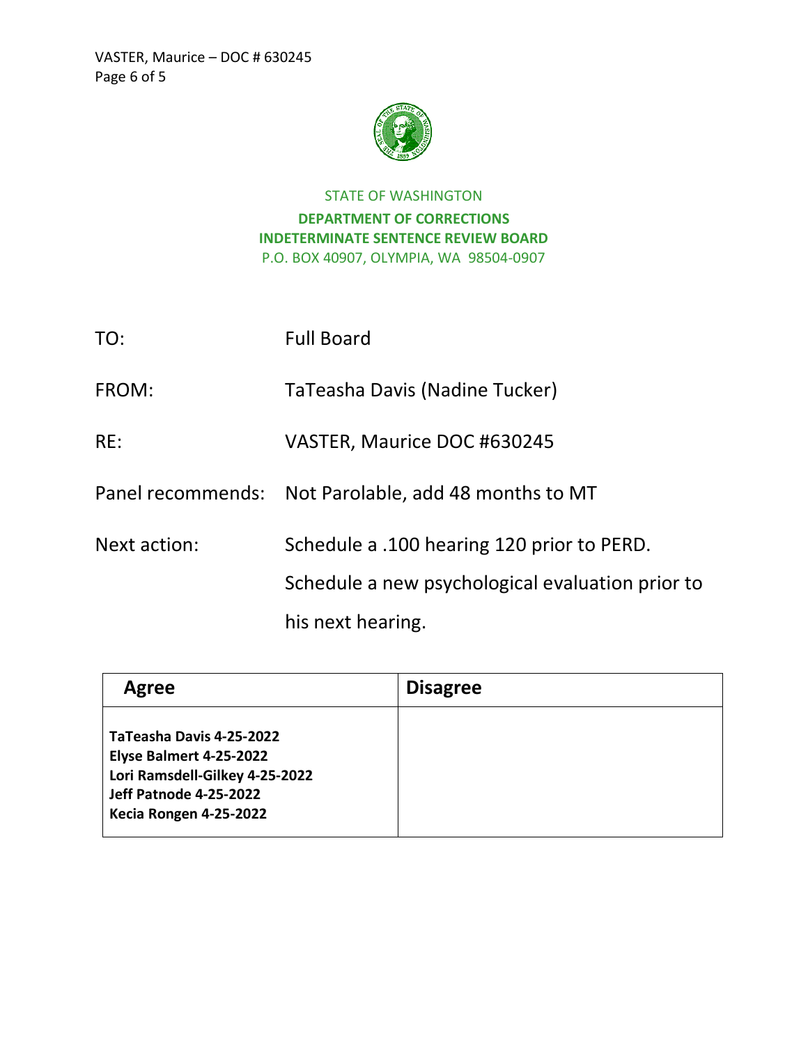STATE OF WASHINGTON

**DEPARTMENT OF CORRECTIONS**

**INDETERMINATE SENTENCE REVIEW BOARD**

P.O. BOX 40907, OLYMPIA, WA 98504-0907

TO: Full Board

FROM: TaTeasha Davis (Nadine Tucker)

RE: VASTER, Maurice DOC #630245

Panel recommends: Not Parolable, add 48 months to MT

Next action: Schedule a .100 hearing 120 prior to PERD.

Schedule a new psychological evaluation prior to his next hearing.

| Agree | Disagree |
|---|---|
| **TaTeasha Davis 4-25-2022**<br>**Elyse Balmert 4-25-2022**<br>**Lori Ramsdell-Gilkey 4-25-2022**<br>**Jeff Patnode 4-25-2022**<br>**Kecia Rongen 4-25-2022** | |